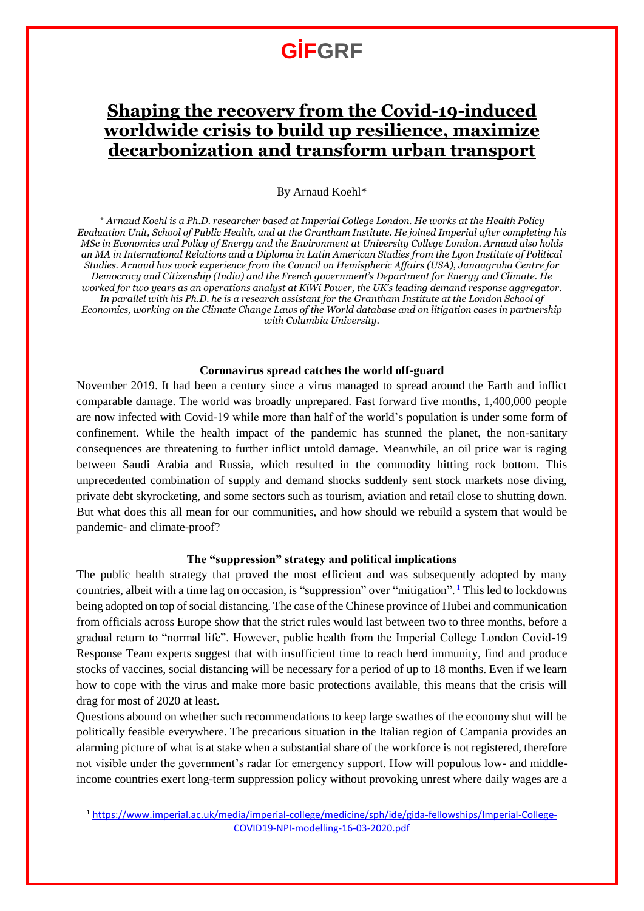# GİFGRF

# Shaping the recovery from the Covid-19-induced worldwide crisis to build up resilience, maximize decarbonization and transform urban transport

By Arnaud Koehl*

*\* Arnaud Koehl is a Ph.D. researcher based at Imperial College London. He works at the Health Policy Evaluation Unit, School of Public Health, and at the Grantham Institute. He joined Imperial after completing his MSc in Economics and Policy of Energy and the Environment at University College London. Arnaud also holds an MA in International Relations and a Diploma in Latin American Studies from the Lyon Institute of Political Studies. Arnaud has work experience from the Council on Hemispheric Affairs (USA), Janaagraha Centre for Democracy and Citizenship (India) and the French government's Department for Energy and Climate. He worked for two years as an operations analyst at KiWi Power, the UK's leading demand response aggregator. In parallel with his Ph.D. he is a research assistant for the Grantham Institute at the London School of Economics, working on the Climate Change Laws of the World database and on litigation cases in partnership with Columbia University.*

### Coronavirus spread catches the world off-guard

November 2019. It had been a century since a virus managed to spread around the Earth and inflict comparable damage. The world was broadly unprepared. Fast forward five months, 1,400,000 people are now infected with Covid-19 while more than half of the world's population is under some form of confinement. While the health impact of the pandemic has stunned the planet, the non-sanitary consequences are threatening to further inflict untold damage. Meanwhile, an oil price war is raging between Saudi Arabia and Russia, which resulted in the commodity hitting rock bottom. This unprecedented combination of supply and demand shocks suddenly sent stock markets nose diving, private debt skyrocketing, and some sectors such as tourism, aviation and retail close to shutting down. But what does this all mean for our communities, and how should we rebuild a system that would be pandemic- and climate-proof?

### The "suppression" strategy and political implications

The public health strategy that proved the most efficient and was subsequently adopted by many countries, albeit with a time lag on occasion, is "suppression" over "mitigation". [1] This led to lockdowns being adopted on top of social distancing. The case of the Chinese province of Hubei and communication from officials across Europe show that the strict rules would last between two to three months, before a gradual return to "normal life". However, public health from the Imperial College London Covid-19 Response Team experts suggest that with insufficient time to reach herd immunity, find and produce stocks of vaccines, social distancing will be necessary for a period of up to 18 months. Even if we learn how to cope with the virus and make more basic protections available, this means that the crisis will drag for most of 2020 at least.

Questions abound on whether such recommendations to keep large swathes of the economy shut will be politically feasible everywhere. The precarious situation in the Italian region of Campania provides an alarming picture of what is at stake when a substantial share of the workforce is not registered, therefore not visible under the government's radar for emergency support. How will populous low- and middle-income countries exert long-term suppression policy without provoking unrest where daily wages are a

[1] https://www.imperial.ac.uk/media/imperial-college/medicine/sph/ide/gida-fellowships/Imperial-College-COVID19-NPI-modelling-16-03-2020.pdf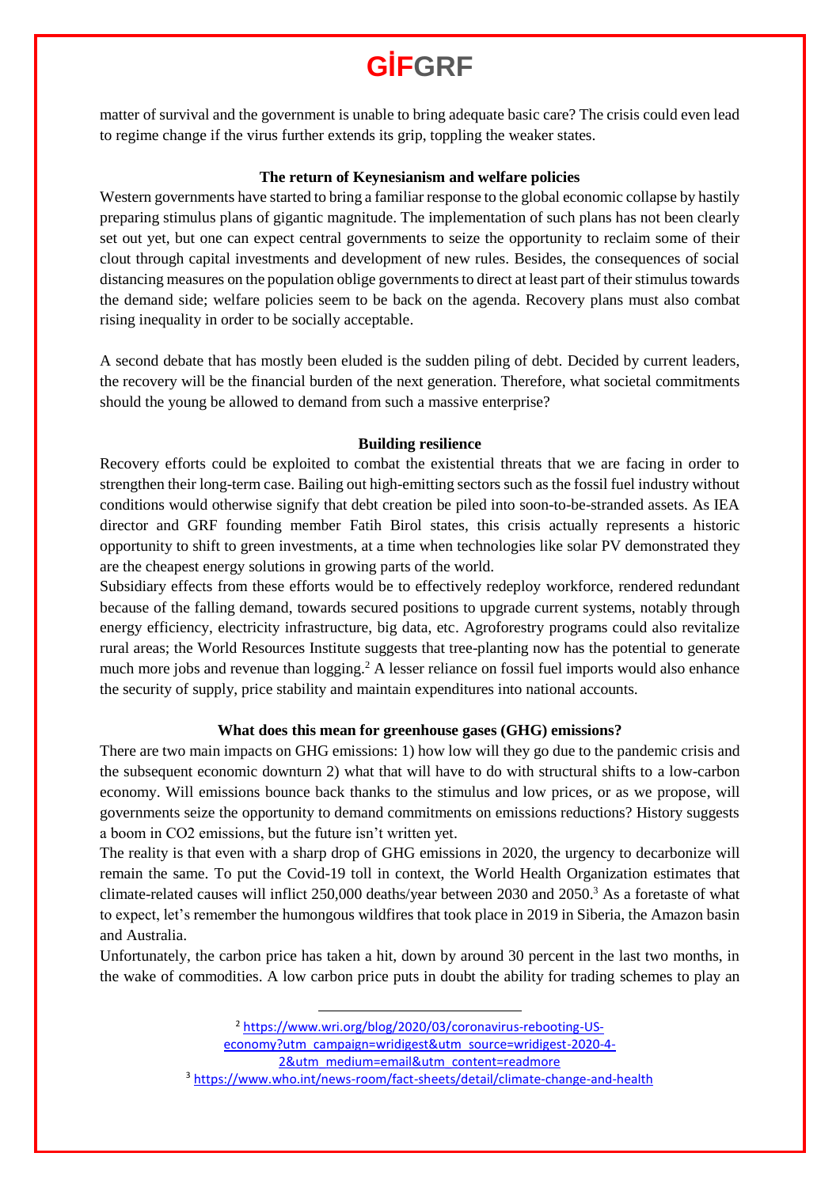matter of survival and the government is unable to bring adequate basic care? The crisis could even lead to regime change if the virus further extends its grip, toppling the weaker states.

### The return of Keynesianism and welfare policies

Western governments have started to bring a familiar response to the global economic collapse by hastily preparing stimulus plans of gigantic magnitude. The implementation of such plans has not been clearly set out yet, but one can expect central governments to seize the opportunity to reclaim some of their clout through capital investments and development of new rules. Besides, the consequences of social distancing measures on the population oblige governments to direct at least part of their stimulus towards the demand side; welfare policies seem to be back on the agenda. Recovery plans must also combat rising inequality in order to be socially acceptable.

A second debate that has mostly been eluded is the sudden piling of debt. Decided by current leaders, the recovery will be the financial burden of the next generation. Therefore, what societal commitments should the young be allowed to demand from such a massive enterprise?

### Building resilience

Recovery efforts could be exploited to combat the existential threats that we are facing in order to strengthen their long-term case. Bailing out high-emitting sectors such as the fossil fuel industry without conditions would otherwise signify that debt creation be piled into soon-to-be-stranded assets. As IEA director and GRF founding member Fatih Birol states, this crisis actually represents a historic opportunity to shift to green investments, at a time when technologies like solar PV demonstrated they are the cheapest energy solutions in growing parts of the world.

Subsidiary effects from these efforts would be to effectively redeploy workforce, rendered redundant because of the falling demand, towards secured positions to upgrade current systems, notably through energy efficiency, electricity infrastructure, big data, etc. Agroforestry programs could also revitalize rural areas; the World Resources Institute suggests that tree-planting now has the potential to generate much more jobs and revenue than logging.[2] A lesser reliance on fossil fuel imports would also enhance the security of supply, price stability and maintain expenditures into national accounts.

### What does this mean for greenhouse gases (GHG) emissions?

There are two main impacts on GHG emissions: 1) how low will they go due to the pandemic crisis and the subsequent economic downturn 2) what that will have to do with structural shifts to a low-carbon economy. Will emissions bounce back thanks to the stimulus and low prices, or as we propose, will governments seize the opportunity to demand commitments on emissions reductions? History suggests a boom in $CO_2$ emissions, but the future isn't written yet.

The reality is that even with a sharp drop of GHG emissions in 2020, the urgency to decarbonize will remain the same. To put the Covid-19 toll in context, the World Health Organization estimates that climate-related causes will inflict 250,000 deaths/year between 2030 and 2050.[3] As a foretaste of what to expect, let's remember the humongous wildfires that took place in 2019 in Siberia, the Amazon basin and Australia.

Unfortunately, the carbon price has taken a hit, down by around 30 percent in the last two months, in the wake of commodities. A low carbon price puts in doubt the ability for trading schemes to play an

---

[2] https://www.wri.org/blog/2020/03/coronavirus-rebooting-US-economy?utm_campaign=wridigest&utm_source=wridigest-2020-4-2&utm_medium=email&utm_content=readmore

[3] https://www.who.int/news-room/fact-sheets/detail/climate-change-and-health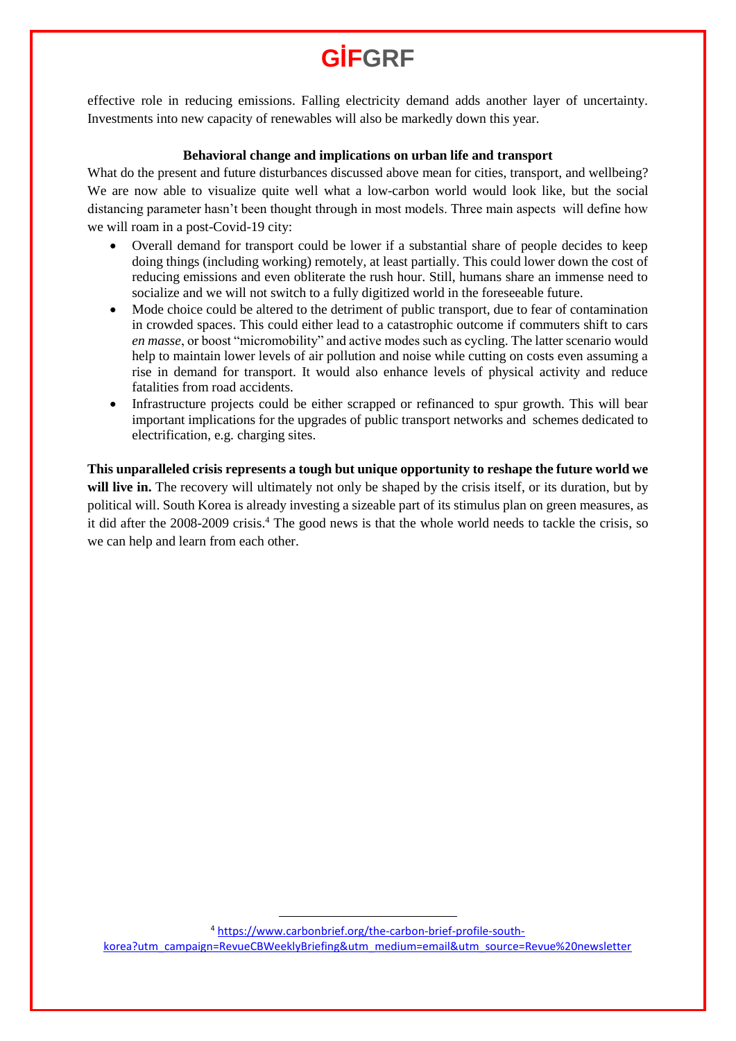effective role in reducing emissions. Falling electricity demand adds another layer of uncertainty. Investments into new capacity of renewables will also be markedly down this year.

### Behavioral change and implications on urban life and transport

What do the present and future disturbances discussed above mean for cities, transport, and wellbeing? We are now able to visualize quite well what a low-carbon world would look like, but the social distancing parameter hasn't been thought through in most models. Three main aspects will define how we will roam in a post-Covid-19 city:

- Overall demand for transport could be lower if a substantial share of people decides to keep doing things (including working) remotely, at least partially. This could lower down the cost of reducing emissions and even obliterate the rush hour. Still, humans share an immense need to socialize and we will not switch to a fully digitized world in the foreseeable future.
- Mode choice could be altered to the detriment of public transport, due to fear of contamination in crowded spaces. This could either lead to a catastrophic outcome if commuters shift to cars *en masse*, or boost "micromobility" and active modes such as cycling. The latter scenario would help to maintain lower levels of air pollution and noise while cutting on costs even assuming a rise in demand for transport. It would also enhance levels of physical activity and reduce fatalities from road accidents.
- Infrastructure projects could be either scrapped or refinanced to spur growth. This will bear important implications for the upgrades of public transport networks and schemes dedicated to electrification, e.g. charging sites.

**This unparalleled crisis represents a tough but unique opportunity to reshape the future world we will live in.** The recovery will ultimately not only be shaped by the crisis itself, or its duration, but by political will. South Korea is already investing a sizeable part of its stimulus plan on green measures, as it did after the 2008-2009 crisis.[4] The good news is that the whole world needs to tackle the crisis, so we can help and learn from each other.

[4] https://www.carbonbrief.org/the-carbon-brief-profile-south-korea?utm_campaign=RevueCBWeeklyBriefing&utm_medium=email&utm_source=Revue%20newsletter